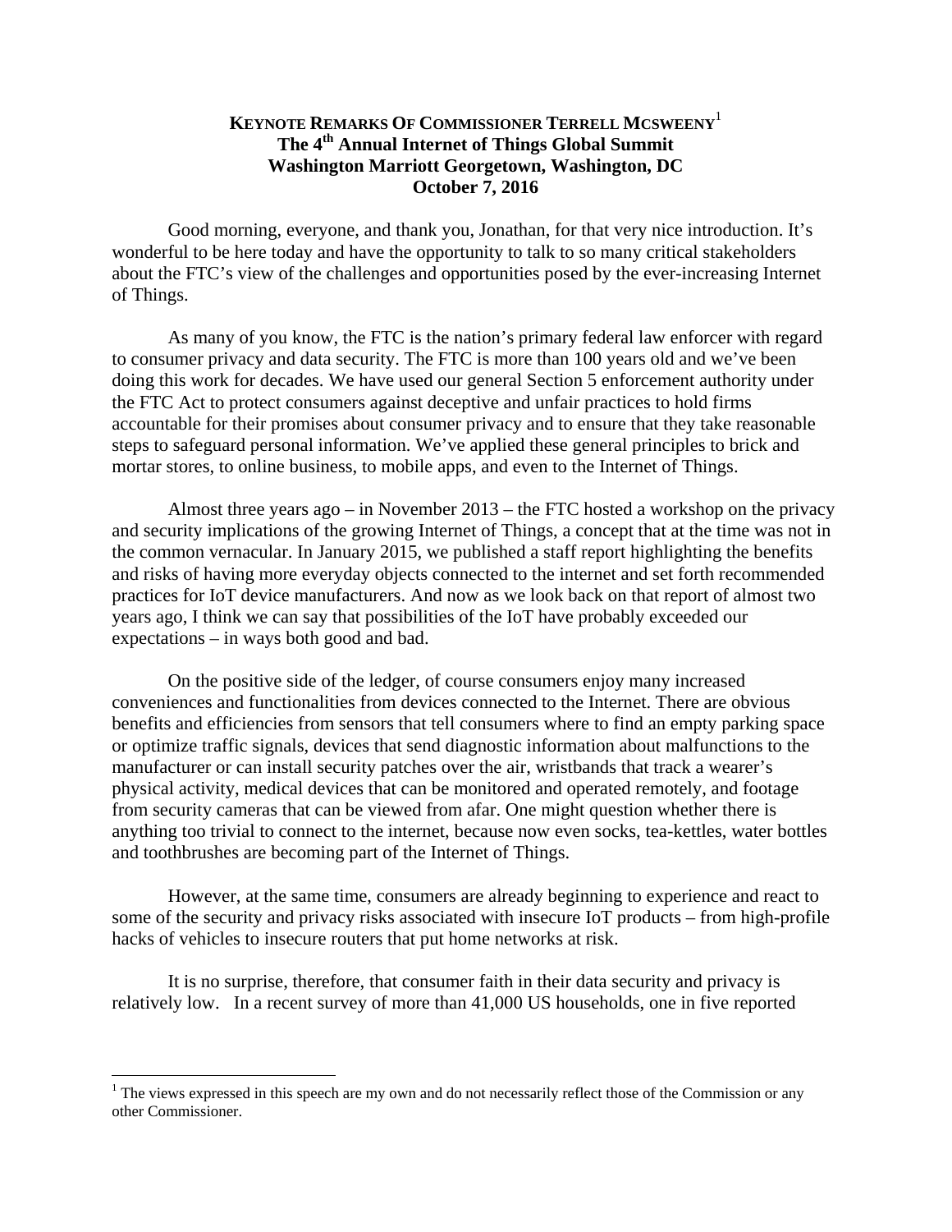**KEYNOTE REMARKS OF COMMISSIONER TERRELL MCSWEENY**[1]
**The 4th Annual Internet of Things Global Summit**
**Washington Marriott Georgetown, Washington, DC**
**October 7, 2016**

Good morning, everyone, and thank you, Jonathan, for that very nice introduction. It's wonderful to be here today and have the opportunity to talk to so many critical stakeholders about the FTC's view of the challenges and opportunities posed by the ever-increasing Internet of Things.

As many of you know, the FTC is the nation's primary federal law enforcer with regard to consumer privacy and data security. The FTC is more than 100 years old and we've been doing this work for decades. We have used our general Section 5 enforcement authority under the FTC Act to protect consumers against deceptive and unfair practices to hold firms accountable for their promises about consumer privacy and to ensure that they take reasonable steps to safeguard personal information. We've applied these general principles to brick and mortar stores, to online business, to mobile apps, and even to the Internet of Things.

Almost three years ago – in November 2013 – the FTC hosted a workshop on the privacy and security implications of the growing Internet of Things, a concept that at the time was not in the common vernacular. In January 2015, we published a staff report highlighting the benefits and risks of having more everyday objects connected to the internet and set forth recommended practices for IoT device manufacturers. And now as we look back on that report of almost two years ago, I think we can say that possibilities of the IoT have probably exceeded our expectations – in ways both good and bad.

On the positive side of the ledger, of course consumers enjoy many increased conveniences and functionalities from devices connected to the Internet. There are obvious benefits and efficiencies from sensors that tell consumers where to find an empty parking space or optimize traffic signals, devices that send diagnostic information about malfunctions to the manufacturer or can install security patches over the air, wristbands that track a wearer's physical activity, medical devices that can be monitored and operated remotely, and footage from security cameras that can be viewed from afar. One might question whether there is anything too trivial to connect to the internet, because now even socks, tea-kettles, water bottles and toothbrushes are becoming part of the Internet of Things.

However, at the same time, consumers are already beginning to experience and react to some of the security and privacy risks associated with insecure IoT products – from high-profile hacks of vehicles to insecure routers that put home networks at risk.

It is no surprise, therefore, that consumer faith in their data security and privacy is relatively low. In a recent survey of more than 41,000 US households, one in five reported

[1] The views expressed in this speech are my own and do not necessarily reflect those of the Commission or any other Commissioner.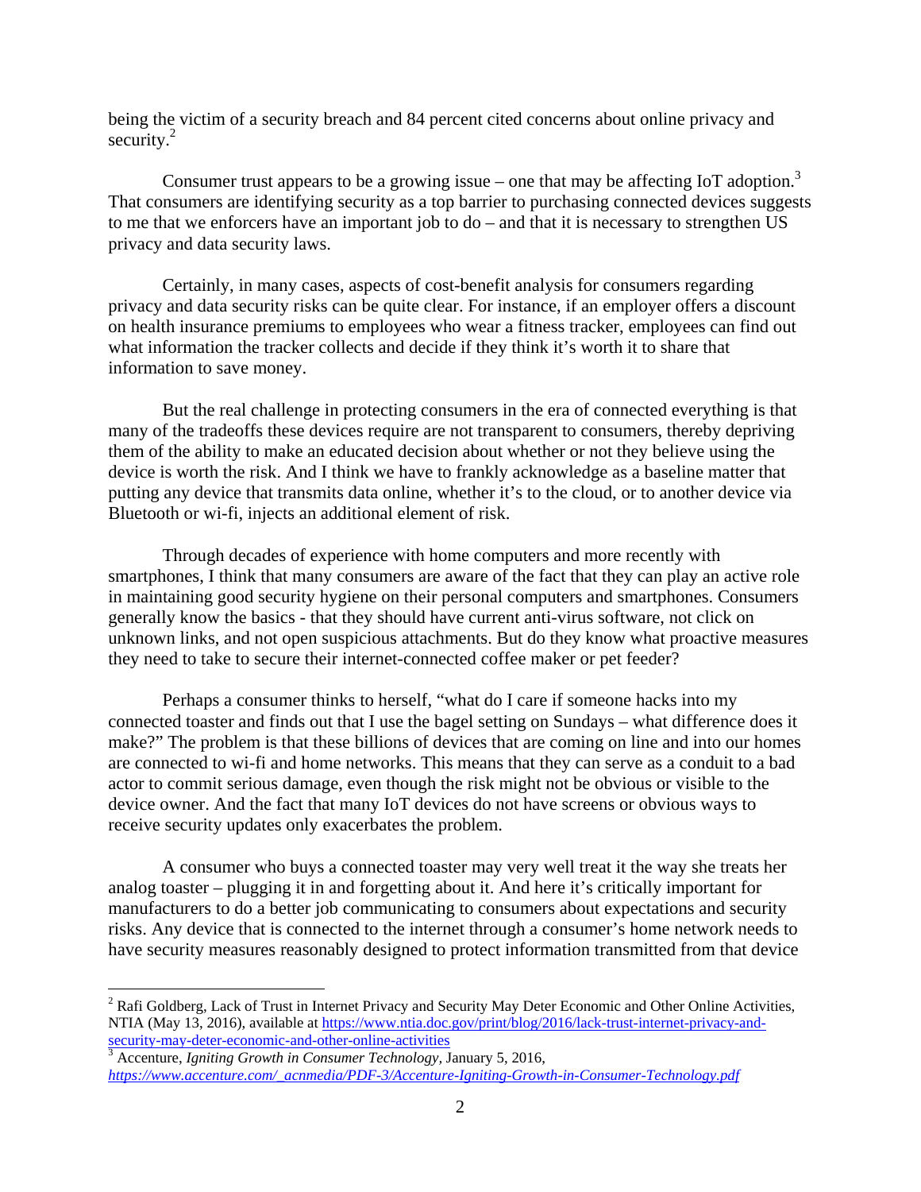being the victim of a security breach and 84 percent cited concerns about online privacy and security.[2]

Consumer trust appears to be a growing issue – one that may be affecting IoT adoption.[3] That consumers are identifying security as a top barrier to purchasing connected devices suggests to me that we enforcers have an important job to do – and that it is necessary to strengthen US privacy and data security laws.

Certainly, in many cases, aspects of cost-benefit analysis for consumers regarding privacy and data security risks can be quite clear. For instance, if an employer offers a discount on health insurance premiums to employees who wear a fitness tracker, employees can find out what information the tracker collects and decide if they think it's worth it to share that information to save money.

But the real challenge in protecting consumers in the era of connected everything is that many of the tradeoffs these devices require are not transparent to consumers, thereby depriving them of the ability to make an educated decision about whether or not they believe using the device is worth the risk. And I think we have to frankly acknowledge as a baseline matter that putting any device that transmits data online, whether it's to the cloud, or to another device via Bluetooth or wi-fi, injects an additional element of risk.

Through decades of experience with home computers and more recently with smartphones, I think that many consumers are aware of the fact that they can play an active role in maintaining good security hygiene on their personal computers and smartphones. Consumers generally know the basics - that they should have current anti-virus software, not click on unknown links, and not open suspicious attachments. But do they know what proactive measures they need to take to secure their internet-connected coffee maker or pet feeder?

Perhaps a consumer thinks to herself, "what do I care if someone hacks into my connected toaster and finds out that I use the bagel setting on Sundays – what difference does it make?" The problem is that these billions of devices that are coming on line and into our homes are connected to wi-fi and home networks. This means that they can serve as a conduit to a bad actor to commit serious damage, even though the risk might not be obvious or visible to the device owner. And the fact that many IoT devices do not have screens or obvious ways to receive security updates only exacerbates the problem.

A consumer who buys a connected toaster may very well treat it the way she treats her analog toaster – plugging it in and forgetting about it. And here it's critically important for manufacturers to do a better job communicating to consumers about expectations and security risks. Any device that is connected to the internet through a consumer's home network needs to have security measures reasonably designed to protect information transmitted from that device

---

[2] Rafi Goldberg, Lack of Trust in Internet Privacy and Security May Deter Economic and Other Online Activities, NTIA (May 13, 2016), available at https://www.ntia.doc.gov/print/blog/2016/lack-trust-internet-privacy-and-security-may-deter-economic-and-other-online-activities

[3] Accenture, *Igniting Growth in Consumer Technology,* January 5, 2016, *https://www.accenture.com/_acnmedia/PDF-3/Accenture-Igniting-Growth-in-Consumer-Technology.pdf*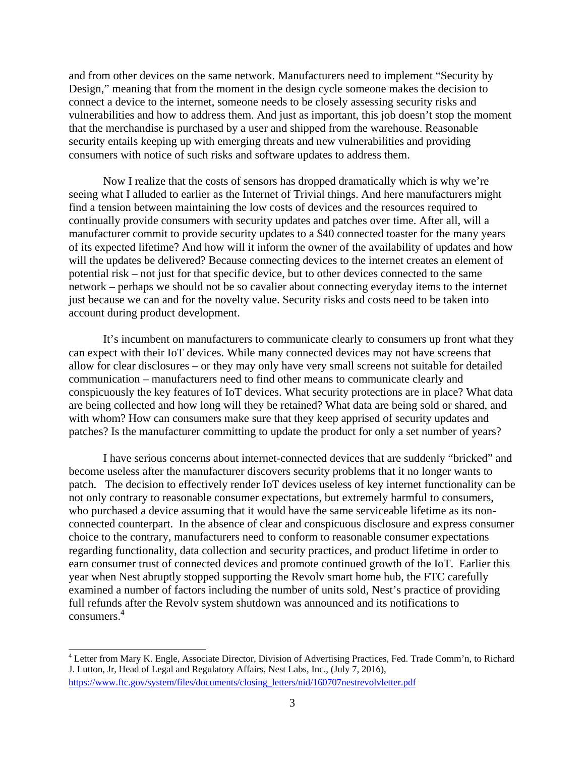and from other devices on the same network. Manufacturers need to implement "Security by Design," meaning that from the moment in the design cycle someone makes the decision to connect a device to the internet, someone needs to be closely assessing security risks and vulnerabilities and how to address them. And just as important, this job doesn't stop the moment that the merchandise is purchased by a user and shipped from the warehouse. Reasonable security entails keeping up with emerging threats and new vulnerabilities and providing consumers with notice of such risks and software updates to address them.

Now I realize that the costs of sensors has dropped dramatically which is why we're seeing what I alluded to earlier as the Internet of Trivial things. And here manufacturers might find a tension between maintaining the low costs of devices and the resources required to continually provide consumers with security updates and patches over time. After all, will a manufacturer commit to provide security updates to a $40 connected toaster for the many years of its expected lifetime? And how will it inform the owner of the availability of updates and how will the updates be delivered? Because connecting devices to the internet creates an element of potential risk – not just for that specific device, but to other devices connected to the same network – perhaps we should not be so cavalier about connecting everyday items to the internet just because we can and for the novelty value. Security risks and costs need to be taken into account during product development.

It's incumbent on manufacturers to communicate clearly to consumers up front what they can expect with their IoT devices. While many connected devices may not have screens that allow for clear disclosures – or they may only have very small screens not suitable for detailed communication – manufacturers need to find other means to communicate clearly and conspicuously the key features of IoT devices. What security protections are in place? What data are being collected and how long will they be retained? What data are being sold or shared, and with whom? How can consumers make sure that they keep apprised of security updates and patches? Is the manufacturer committing to update the product for only a set number of years?

I have serious concerns about internet-connected devices that are suddenly "bricked" and become useless after the manufacturer discovers security problems that it no longer wants to patch. The decision to effectively render IoT devices useless of key internet functionality can be not only contrary to reasonable consumer expectations, but extremely harmful to consumers, who purchased a device assuming that it would have the same serviceable lifetime as its non-connected counterpart. In the absence of clear and conspicuous disclosure and express consumer choice to the contrary, manufacturers need to conform to reasonable consumer expectations regarding functionality, data collection and security practices, and product lifetime in order to earn consumer trust of connected devices and promote continued growth of the IoT. Earlier this year when Nest abruptly stopped supporting the Revolv smart home hub, the FTC carefully examined a number of factors including the number of units sold, Nest's practice of providing full refunds after the Revolv system shutdown was announced and its notifications to consumers.[4]

---

[4] Letter from Mary K. Engle, Associate Director, Division of Advertising Practices, Fed. Trade Comm'n, to Richard J. Lutton, Jr, Head of Legal and Regulatory Affairs, Nest Labs, Inc., (July 7, 2016), https://www.ftc.gov/system/files/documents/closing_letters/nid/160707nestrevolvletter.pdf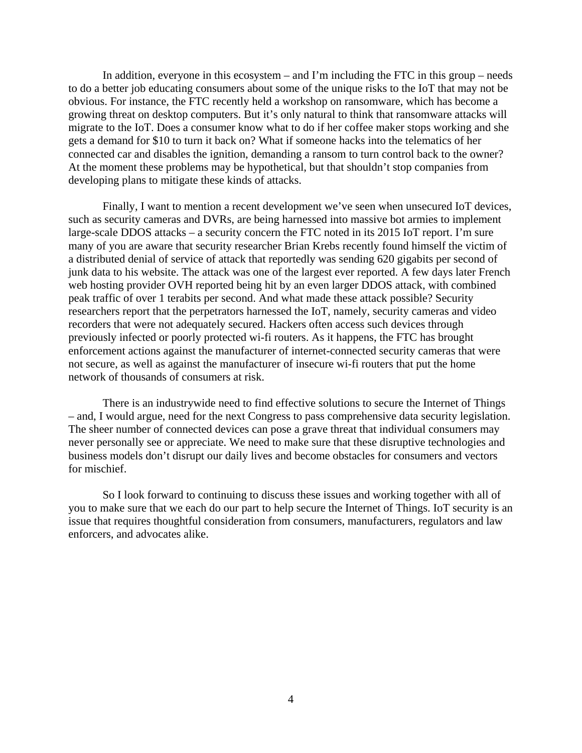In addition, everyone in this ecosystem – and I'm including the FTC in this group – needs to do a better job educating consumers about some of the unique risks to the IoT that may not be obvious. For instance, the FTC recently held a workshop on ransomware, which has become a growing threat on desktop computers. But it's only natural to think that ransomware attacks will migrate to the IoT. Does a consumer know what to do if her coffee maker stops working and she gets a demand for $10 to turn it back on? What if someone hacks into the telematics of her connected car and disables the ignition, demanding a ransom to turn control back to the owner? At the moment these problems may be hypothetical, but that shouldn't stop companies from developing plans to mitigate these kinds of attacks.

Finally, I want to mention a recent development we've seen when unsecured IoT devices, such as security cameras and DVRs, are being harnessed into massive bot armies to implement large-scale DDOS attacks – a security concern the FTC noted in its 2015 IoT report. I'm sure many of you are aware that security researcher Brian Krebs recently found himself the victim of a distributed denial of service of attack that reportedly was sending 620 gigabits per second of junk data to his website. The attack was one of the largest ever reported. A few days later French web hosting provider OVH reported being hit by an even larger DDOS attack, with combined peak traffic of over 1 terabits per second. And what made these attack possible? Security researchers report that the perpetrators harnessed the IoT, namely, security cameras and video recorders that were not adequately secured. Hackers often access such devices through previously infected or poorly protected wi-fi routers. As it happens, the FTC has brought enforcement actions against the manufacturer of internet-connected security cameras that were not secure, as well as against the manufacturer of insecure wi-fi routers that put the home network of thousands of consumers at risk.

There is an industrywide need to find effective solutions to secure the Internet of Things – and, I would argue, need for the next Congress to pass comprehensive data security legislation. The sheer number of connected devices can pose a grave threat that individual consumers may never personally see or appreciate. We need to make sure that these disruptive technologies and business models don't disrupt our daily lives and become obstacles for consumers and vectors for mischief.

So I look forward to continuing to discuss these issues and working together with all of you to make sure that we each do our part to help secure the Internet of Things. IoT security is an issue that requires thoughtful consideration from consumers, manufacturers, regulators and law enforcers, and advocates alike.